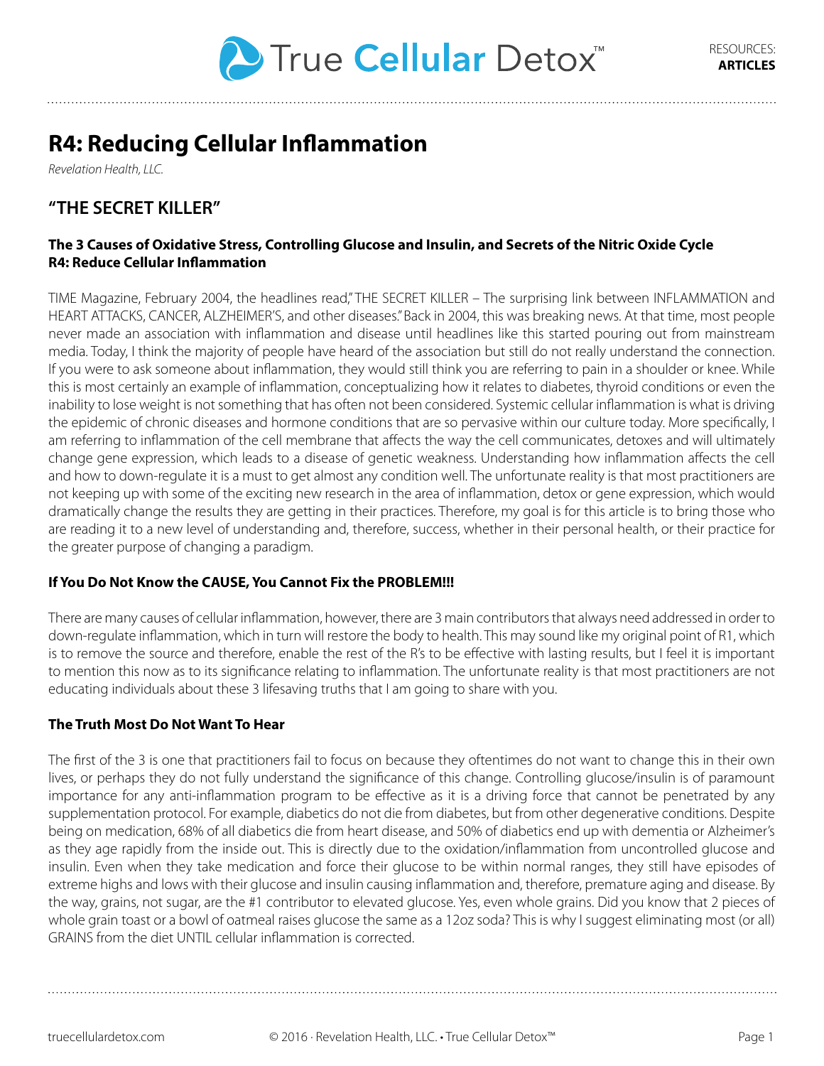# R4: Reducing Cellular Inflammation

*Revelation Health, LLC.*

## "THE SECRET KILLER"

### The 3 Causes of Oxidative Stress, Controlling Glucose and Insulin, and Secrets of the Nitric Oxide Cycle R4: Reduce Cellular Inflammation

TIME Magazine, February 2004, the headlines read," THE SECRET KILLER – The surprising link between INFLAMMATION and HEART ATTACKS, CANCER, ALZHEIMER'S, and other diseases." Back in 2004, this was breaking news. At that time, most people never made an association with inflammation and disease until headlines like this started pouring out from mainstream media. Today, I think the majority of people have heard of the association but still do not really understand the connection. If you were to ask someone about inflammation, they would still think you are referring to pain in a shoulder or knee. While this is most certainly an example of inflammation, conceptualizing how it relates to diabetes, thyroid conditions or even the inability to lose weight is not something that has often not been considered. Systemic cellular inflammation is what is driving the epidemic of chronic diseases and hormone conditions that are so pervasive within our culture today. More specifically, I am referring to inflammation of the cell membrane that affects the way the cell communicates, detoxes and will ultimately change gene expression, which leads to a disease of genetic weakness. Understanding how inflammation affects the cell and how to down-regulate it is a must to get almost any condition well. The unfortunate reality is that most practitioners are not keeping up with some of the exciting new research in the area of inflammation, detox or gene expression, which would dramatically change the results they are getting in their practices. Therefore, my goal is for this article is to bring those who are reading it to a new level of understanding and, therefore, success, whether in their personal health, or their practice for the greater purpose of changing a paradigm.

### If You Do Not Know the CAUSE, You Cannot Fix the PROBLEM!!!

There are many causes of cellular inflammation, however, there are 3 main contributors that always need addressed in order to down-regulate inflammation, which in turn will restore the body to health. This may sound like my original point of R1, which is to remove the source and therefore, enable the rest of the R's to be effective with lasting results, but I feel it is important to mention this now as to its significance relating to inflammation. The unfortunate reality is that most practitioners are not educating individuals about these 3 lifesaving truths that I am going to share with you.

### The Truth Most Do Not Want To Hear

The first of the 3 is one that practitioners fail to focus on because they oftentimes do not want to change this in their own lives, or perhaps they do not fully understand the significance of this change. Controlling glucose/insulin is of paramount importance for any anti-inflammation program to be effective as it is a driving force that cannot be penetrated by any supplementation protocol. For example, diabetics do not die from diabetes, but from other degenerative conditions. Despite being on medication, 68% of all diabetics die from heart disease, and 50% of diabetics end up with dementia or Alzheimer's as they age rapidly from the inside out. This is directly due to the oxidation/inflammation from uncontrolled glucose and insulin. Even when they take medication and force their glucose to be within normal ranges, they still have episodes of extreme highs and lows with their glucose and insulin causing inflammation and, therefore, premature aging and disease. By the way, grains, not sugar, are the #1 contributor to elevated glucose. Yes, even whole grains. Did you know that 2 pieces of whole grain toast or a bowl of oatmeal raises glucose the same as a 12oz soda? This is why I suggest eliminating most (or all) GRAINS from the diet UNTIL cellular inflammation is corrected.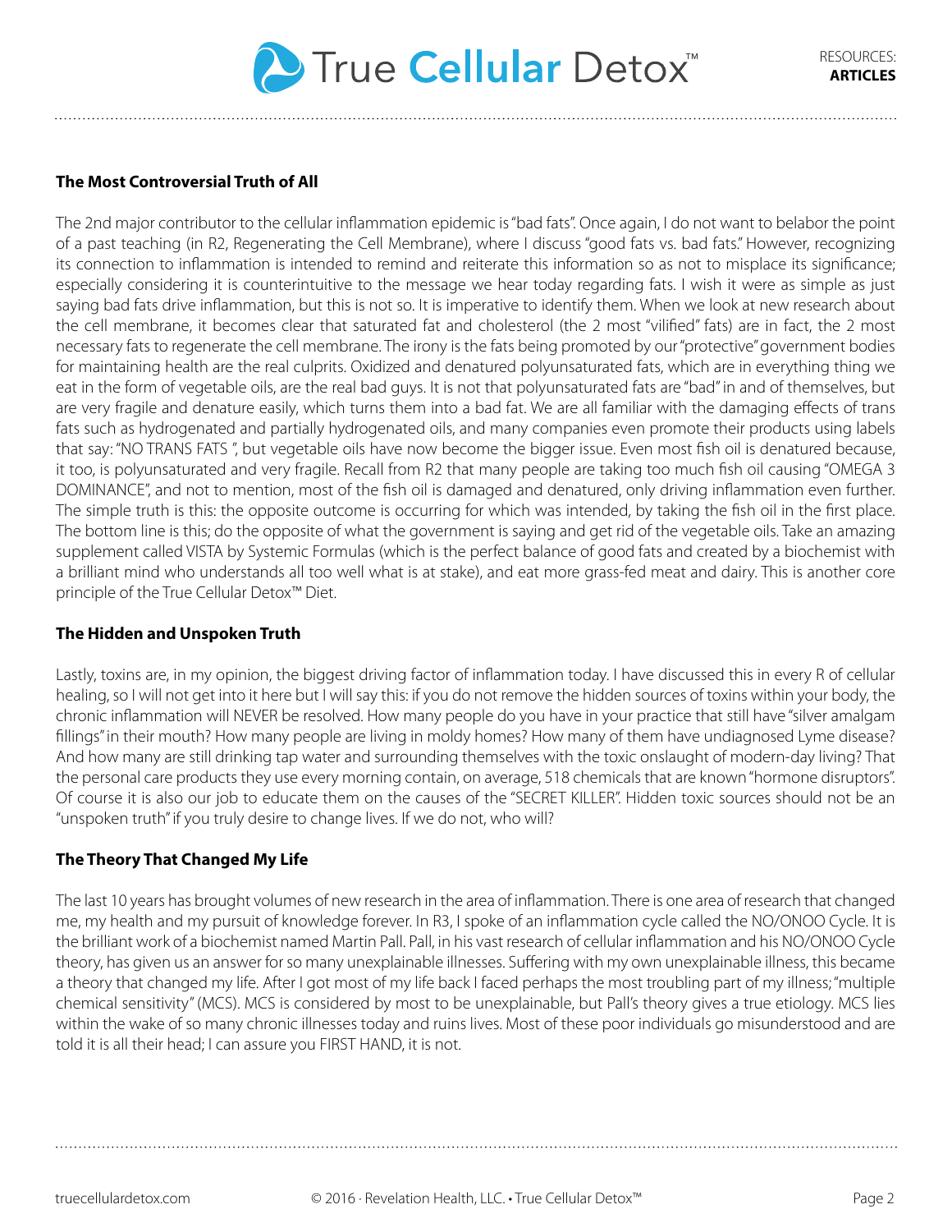**The Most Controversial Truth of All**

The 2nd major contributor to the cellular inflammation epidemic is "bad fats". Once again, I do not want to belabor the point of a past teaching (in R2, Regenerating the Cell Membrane), where I discuss "good fats vs. bad fats." However, recognizing its connection to inflammation is intended to remind and reiterate this information so as not to misplace its significance; especially considering it is counterintuitive to the message we hear today regarding fats. I wish it were as simple as just saying bad fats drive inflammation, but this is not so. It is imperative to identify them. When we look at new research about the cell membrane, it becomes clear that saturated fat and cholesterol (the 2 most "vilified" fats) are in fact, the 2 most necessary fats to regenerate the cell membrane. The irony is the fats being promoted by our "protective" government bodies for maintaining health are the real culprits. Oxidized and denatured polyunsaturated fats, which are in everything thing we eat in the form of vegetable oils, are the real bad guys. It is not that polyunsaturated fats are "bad" in and of themselves, but are very fragile and denature easily, which turns them into a bad fat. We are all familiar with the damaging effects of trans fats such as hydrogenated and partially hydrogenated oils, and many companies even promote their products using labels that say: "NO TRANS FATS ", but vegetable oils have now become the bigger issue. Even most fish oil is denatured because, it too, is polyunsaturated and very fragile. Recall from R2 that many people are taking too much fish oil causing "OMEGA 3 DOMINANCE", and not to mention, most of the fish oil is damaged and denatured, only driving inflammation even further. The simple truth is this: the opposite outcome is occurring for which was intended, by taking the fish oil in the first place. The bottom line is this; do the opposite of what the government is saying and get rid of the vegetable oils. Take an amazing supplement called VISTA by Systemic Formulas (which is the perfect balance of good fats and created by a biochemist with a brilliant mind who understands all too well what is at stake), and eat more grass-fed meat and dairy. This is another core principle of the True Cellular Detox™ Diet.

**The Hidden and Unspoken Truth**

Lastly, toxins are, in my opinion, the biggest driving factor of inflammation today. I have discussed this in every R of cellular healing, so I will not get into it here but I will say this: if you do not remove the hidden sources of toxins within your body, the chronic inflammation will NEVER be resolved. How many people do you have in your practice that still have "silver amalgam fillings" in their mouth? How many people are living in moldy homes? How many of them have undiagnosed Lyme disease? And how many are still drinking tap water and surrounding themselves with the toxic onslaught of modern-day living? That the personal care products they use every morning contain, on average, 518 chemicals that are known "hormone disruptors". Of course it is also our job to educate them on the causes of the "SECRET KILLER". Hidden toxic sources should not be an "unspoken truth" if you truly desire to change lives. If we do not, who will?

**The Theory That Changed My Life**

The last 10 years has brought volumes of new research in the area of inflammation. There is one area of research that changed me, my health and my pursuit of knowledge forever. In R3, I spoke of an inflammation cycle called the NO/ONOO Cycle. It is the brilliant work of a biochemist named Martin Pall. Pall, in his vast research of cellular inflammation and his NO/ONOO Cycle theory, has given us an answer for so many unexplainable illnesses. Suffering with my own unexplainable illness, this became a theory that changed my life. After I got most of my life back I faced perhaps the most troubling part of my illness; "multiple chemical sensitivity" (MCS). MCS is considered by most to be unexplainable, but Pall's theory gives a true etiology. MCS lies within the wake of so many chronic illnesses today and ruins lives. Most of these poor individuals go misunderstood and are told it is all their head; I can assure you FIRST HAND, it is not.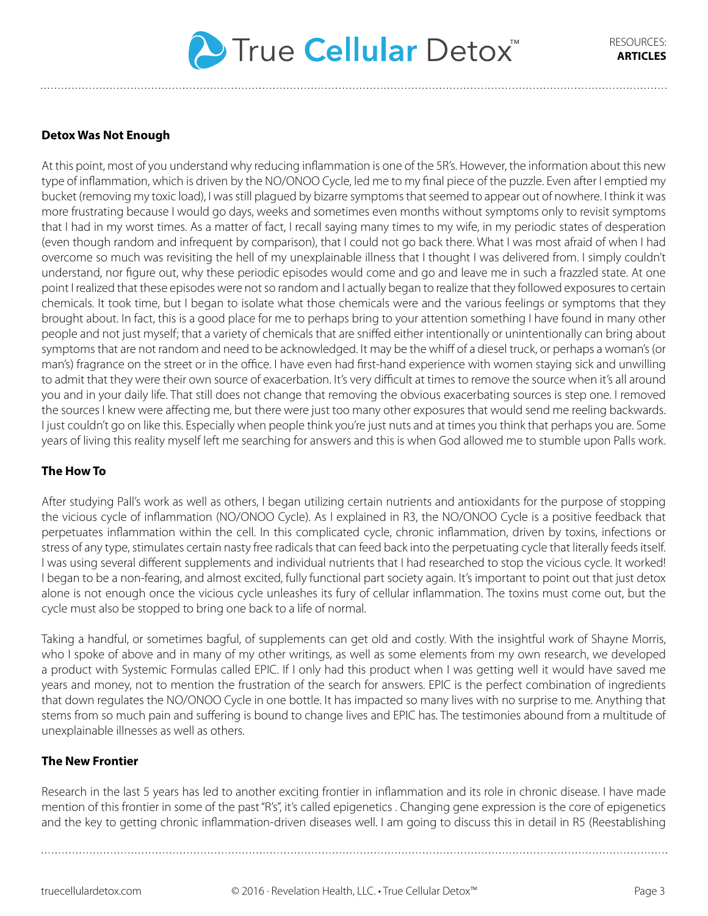**Detox Was Not Enough**

At this point, most of you understand why reducing inflammation is one of the 5R's. However, the information about this new type of inflammation, which is driven by the NO/ONOO Cycle, led me to my final piece of the puzzle. Even after I emptied my bucket (removing my toxic load), I was still plagued by bizarre symptoms that seemed to appear out of nowhere. I think it was more frustrating because I would go days, weeks and sometimes even months without symptoms only to revisit symptoms that I had in my worst times. As a matter of fact, I recall saying many times to my wife, in my periodic states of desperation (even though random and infrequent by comparison), that I could not go back there. What I was most afraid of when I had overcome so much was revisiting the hell of my unexplainable illness that I thought I was delivered from. I simply couldn't understand, nor figure out, why these periodic episodes would come and go and leave me in such a frazzled state. At one point I realized that these episodes were not so random and I actually began to realize that they followed exposures to certain chemicals. It took time, but I began to isolate what those chemicals were and the various feelings or symptoms that they brought about. In fact, this is a good place for me to perhaps bring to your attention something I have found in many other people and not just myself; that a variety of chemicals that are sniffed either intentionally or unintentionally can bring about symptoms that are not random and need to be acknowledged. It may be the whiff of a diesel truck, or perhaps a woman's (or man's) fragrance on the street or in the office. I have even had first-hand experience with women staying sick and unwilling to admit that they were their own source of exacerbation. It's very difficult at times to remove the source when it's all around you and in your daily life. That still does not change that removing the obvious exacerbating sources is step one. I removed the sources I knew were affecting me, but there were just too many other exposures that would send me reeling backwards. I just couldn't go on like this. Especially when people think you're just nuts and at times you think that perhaps you are. Some years of living this reality myself left me searching for answers and this is when God allowed me to stumble upon Palls work.

**The How To**

After studying Pall's work as well as others, I began utilizing certain nutrients and antioxidants for the purpose of stopping the vicious cycle of inflammation (NO/ONOO Cycle). As I explained in R3, the NO/ONOO Cycle is a positive feedback that perpetuates inflammation within the cell. In this complicated cycle, chronic inflammation, driven by toxins, infections or stress of any type, stimulates certain nasty free radicals that can feed back into the perpetuating cycle that literally feeds itself. I was using several different supplements and individual nutrients that I had researched to stop the vicious cycle. It worked! I began to be a non-fearing, and almost excited, fully functional part society again. It's important to point out that just detox alone is not enough once the vicious cycle unleashes its fury of cellular inflammation. The toxins must come out, but the cycle must also be stopped to bring one back to a life of normal.

Taking a handful, or sometimes bagful, of supplements can get old and costly. With the insightful work of Shayne Morris, who I spoke of above and in many of my other writings, as well as some elements from my own research, we developed a product with Systemic Formulas called EPIC. If I only had this product when I was getting well it would have saved me years and money, not to mention the frustration of the search for answers. EPIC is the perfect combination of ingredients that down regulates the NO/ONOO Cycle in one bottle. It has impacted so many lives with no surprise to me. Anything that stems from so much pain and suffering is bound to change lives and EPIC has. The testimonies abound from a multitude of unexplainable illnesses as well as others.

**The New Frontier**

Research in the last 5 years has led to another exciting frontier in inflammation and its role in chronic disease. I have made mention of this frontier in some of the past "R's", it's called epigenetics . Changing gene expression is the core of epigenetics and the key to getting chronic inflammation-driven diseases well. I am going to discuss this in detail in R5 (Reestablishing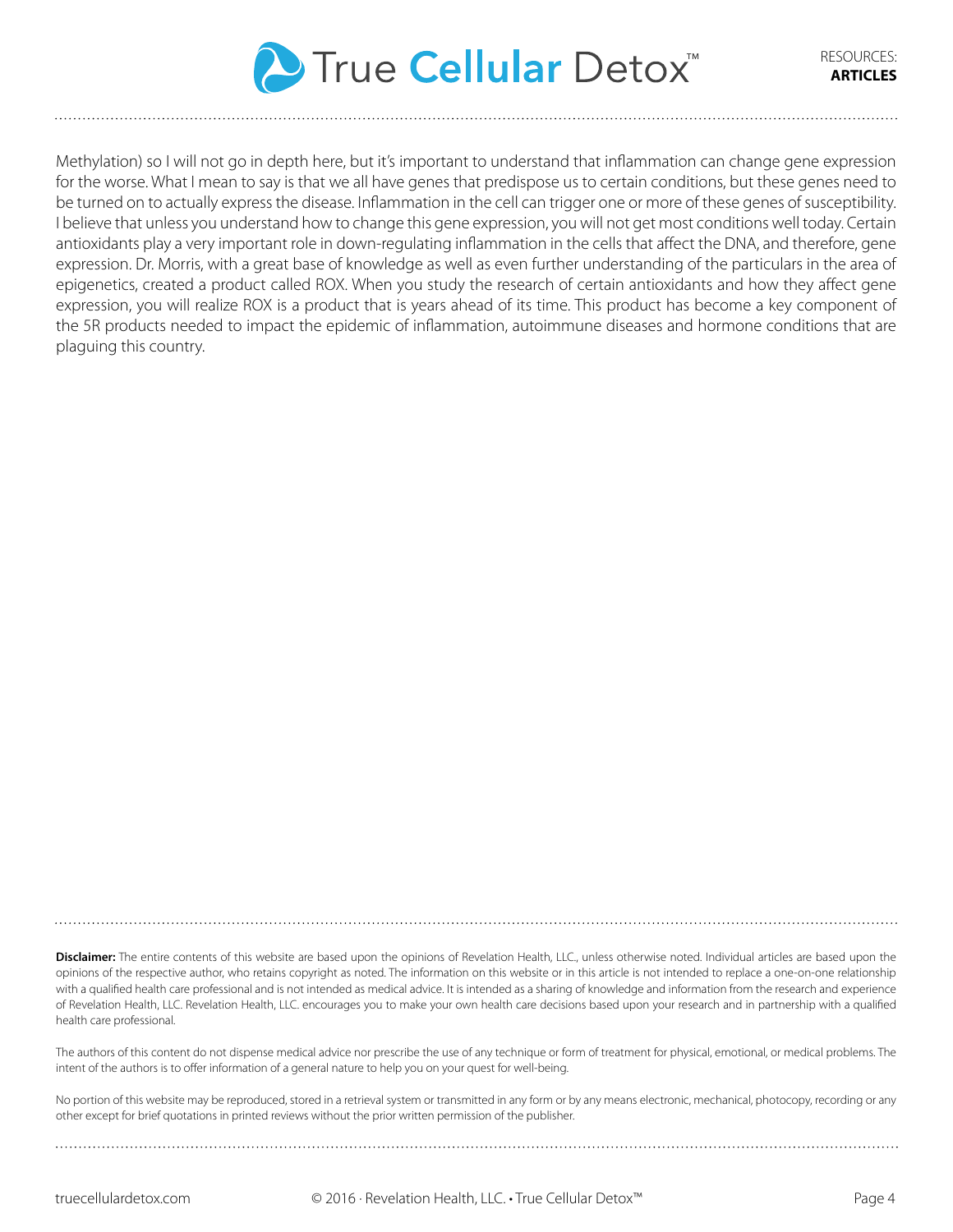Methylation) so I will not go in depth here, but it's important to understand that inflammation can change gene expression for the worse. What I mean to say is that we all have genes that predispose us to certain conditions, but these genes need to be turned on to actually express the disease. Inflammation in the cell can trigger one or more of these genes of susceptibility. I believe that unless you understand how to change this gene expression, you will not get most conditions well today. Certain antioxidants play a very important role in down-regulating inflammation in the cells that affect the DNA, and therefore, gene expression. Dr. Morris, with a great base of knowledge as well as even further understanding of the particulars in the area of epigenetics, created a product called ROX. When you study the research of certain antioxidants and how they affect gene expression, you will realize ROX is a product that is years ahead of its time. This product has become a key component of the 5R products needed to impact the epidemic of inflammation, autoimmune diseases and hormone conditions that are plaguing this country.

**Disclaimer:** The entire contents of this website are based upon the opinions of Revelation Health, LLC., unless otherwise noted. Individual articles are based upon the opinions of the respective author, who retains copyright as noted. The information on this website or in this article is not intended to replace a one-on-one relationship with a qualified health care professional and is not intended as medical advice. It is intended as a sharing of knowledge and information from the research and experience of Revelation Health, LLC. Revelation Health, LLC. encourages you to make your own health care decisions based upon your research and in partnership with a qualified health care professional.

The authors of this content do not dispense medical advice nor prescribe the use of any technique or form of treatment for physical, emotional, or medical problems. The intent of the authors is to offer information of a general nature to help you on your quest for well-being.

No portion of this website may be reproduced, stored in a retrieval system or transmitted in any form or by any means electronic, mechanical, photocopy, recording or any other except for brief quotations in printed reviews without the prior written permission of the publisher.